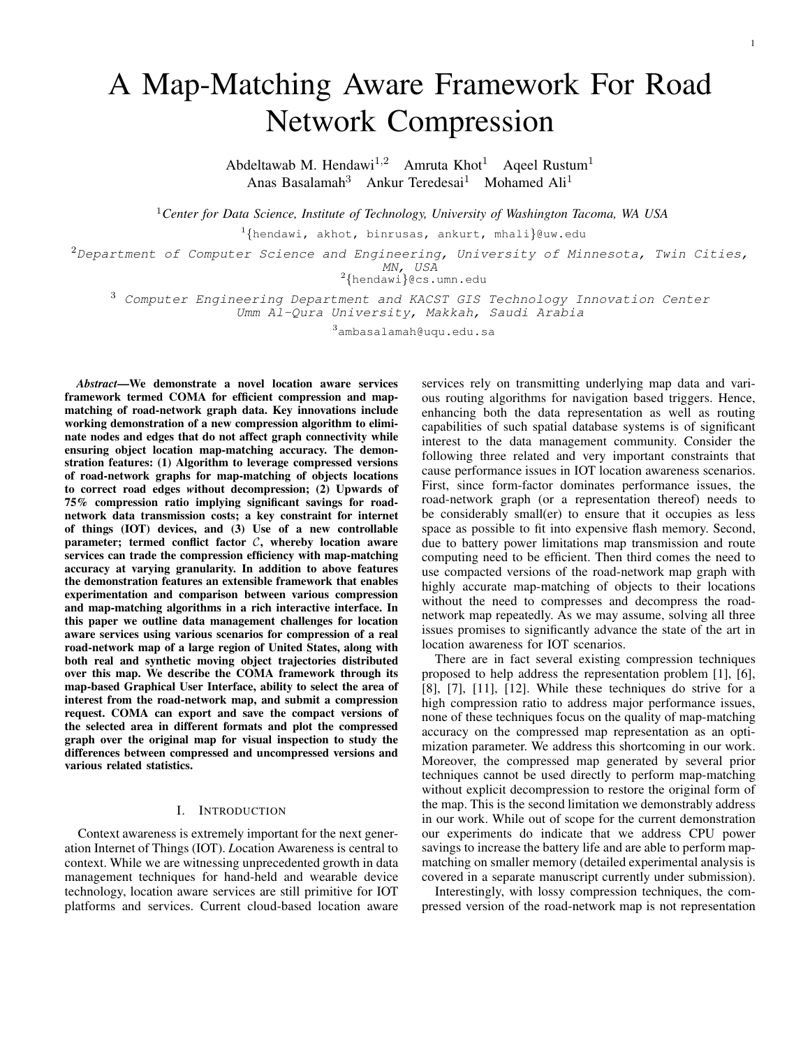# A Map-Matching Aware Framework For Road Network Compression

Abdeltawab M. Hendawi[1,2] Amruta Khot[1] Aqeel Rustum[1]
Anas Basalamah[3] Ankur Teredesai[1] Mohamed Ali[1]

[1]*Center for Data Science, Institute of Technology, University of Washington Tacoma, WA USA*

[1]{hendawi, akhot, binrusas, ankurt, mhali}@uw.edu

[2]*Department of Computer Science and Engineering, University of Minnesota, Twin Cities, MN, USA*

[2]{hendawi}@cs.umn.edu

[3] *Computer Engineering Department and KACST GIS Technology Innovation Center Umm Al-Qura University, Makkah, Saudi Arabia*

[3]ambasalamah@uqu.edu.sa

***Abstract*—We demonstrate a novel location aware services framework termed COMA for efficient compression and map-matching of road-network graph data. Key innovations include working demonstration of a new compression algorithm to eliminate nodes and edges that do not affect graph connectivity while ensuring object location map-matching accuracy. The demonstration features: (1) Algorithm to leverage compressed versions of road-network graphs for map-matching of objects locations to correct road edges *w*ithout decompression; (2) Upwards of 75% compression ratio implying significant savings for road-network data transmission costs; a key constraint for internet of things (IOT) devices, and (3) Use of a new controllable parameter; termed conflict factor $\mathcal{C}$, whereby location aware services can trade the compression efficiency with map-matching accuracy at varying granularity. In addition to above features the demonstration features an extensible framework that enables experimentation and comparison between various compression and map-matching algorithms in a rich interactive interface. In this paper we outline data management challenges for location aware services using various scenarios for compression of a real road-network map of a large region of United States, along with both real and synthetic moving object trajectories distributed over this map. We describe the COMA framework through its map-based Graphical User Interface, ability to select the area of interest from the road-network map, and submit a compression request. COMA can export and save the compact versions of the selected area in different formats and plot the compressed graph over the original map for visual inspection to study the differences between compressed and uncompressed versions and various related statistics.**

## I. Introduction

Context awareness is extremely important for the next generation Internet of Things (IOT). *L*ocation Awareness is central to context. While we are witnessing unprecedented growth in data management techniques for hand-held and wearable device technology, location aware services are still primitive for IOT platforms and services. Current cloud-based location aware services rely on transmitting underlying map data and various routing algorithms for navigation based triggers. Hence, enhancing both the data representation as well as routing capabilities of such spatial database systems is of significant interest to the data management community. Consider the following three related and very important constraints that cause performance issues in IOT location awareness scenarios. First, since form-factor dominates performance issues, the road-network graph (or a representation thereof) needs to be considerably small(er) to ensure that it occupies as less space as possible to fit into expensive flash memory. Second, due to battery power limitations map transmission and route computing need to be efficient. Then third comes the need to use compacted versions of the road-network map graph with highly accurate map-matching of objects to their locations without the need to compresses and decompress the road-network map repeatedly. As we may assume, solving all three issues promises to significantly advance the state of the art in location awareness for IOT scenarios.

There are in fact several existing compression techniques proposed to help address the representation problem [1], [6], [8], [7], [11], [12]. While these techniques do strive for a high compression ratio to address major performance issues, none of these techniques focus on the quality of map-matching accuracy on the compressed map representation as an optimization parameter. We address this shortcoming in our work. Moreover, the compressed map generated by several prior techniques cannot be used directly to perform map-matching without explicit decompression to restore the original form of the map. This is the second limitation we demonstrably address in our work. While out of scope for the current demonstration our experiments do indicate that we address CPU power savings to increase the battery life and are able to perform map-matching on smaller memory (detailed experimental analysis is covered in a separate manuscript currently under submission).

Interestingly, with lossy compression techniques, the compressed version of the road-network map is not representation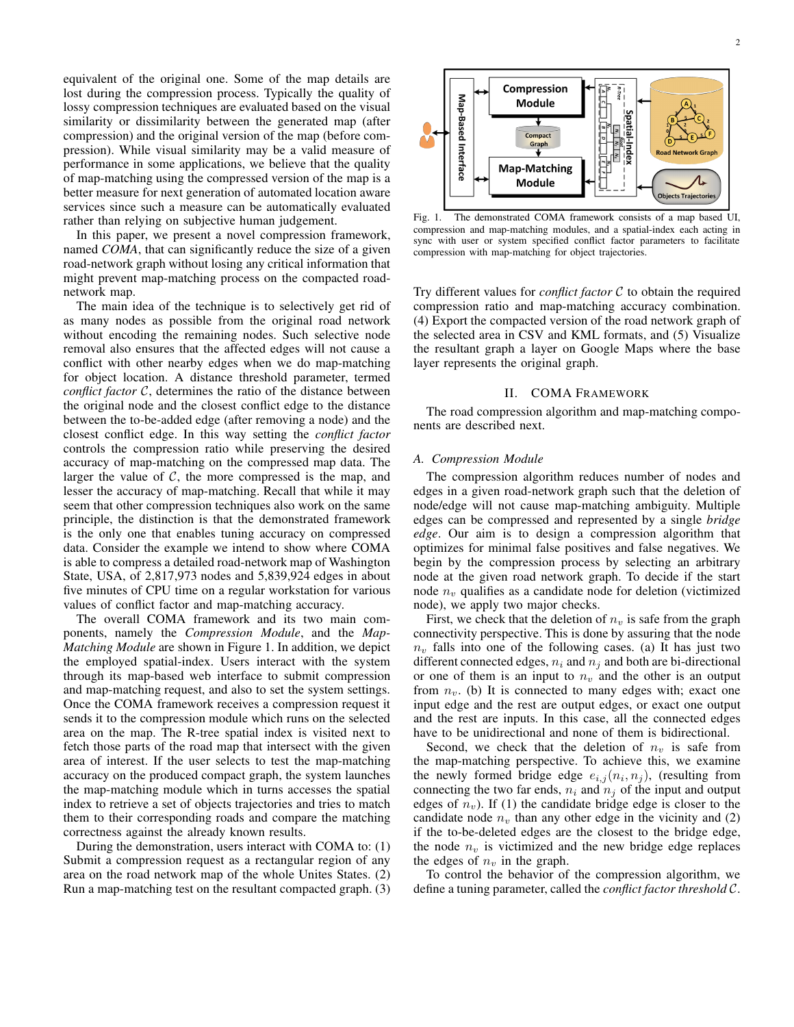equivalent of the original one. Some of the map details are lost during the compression process. Typically the quality of lossy compression techniques are evaluated based on the visual similarity or dissimilarity between the generated map (after compression) and the original version of the map (before compression). While visual similarity may be a valid measure of performance in some applications, we believe that the quality of map-matching using the compressed version of the map is a better measure for next generation of automated location aware services since such a measure can be automatically evaluated rather than relying on subjective human judgement.

In this paper, we present a novel compression framework, named *COMA*, that can significantly reduce the size of a given road-network graph without losing any critical information that might prevent map-matching process on the compacted road-network map.

The main idea of the technique is to selectively get rid of as many nodes as possible from the original road network without encoding the remaining nodes. Such selective node removal also ensures that the affected edges will not cause a conflict with other nearby edges when we do map-matching for object location. A distance threshold parameter, termed *conflict factor* $\mathcal{C}$, determines the ratio of the distance between the original node and the closest conflict edge to the distance between the to-be-added edge (after removing a node) and the closest conflict edge. In this way setting the *conflict factor* controls the compression ratio while preserving the desired accuracy of map-matching on the compressed map data. The larger the value of $\mathcal{C}$, the more compressed is the map, and lesser the accuracy of map-matching. Recall that while it may seem that other compression techniques also work on the same principle, the distinction is that the demonstrated framework is the only one that enables tuning accuracy on compressed data. Consider the example we intend to show where COMA is able to compress a detailed road-network map of Washington State, USA, of 2,817,973 nodes and 5,839,924 edges in about five minutes of CPU time on a regular workstation for various values of conflict factor and map-matching accuracy.

The overall COMA framework and its two main components, namely the *Compression Module*, and the *Map-Matching Module* are shown in Figure 1. In addition, we depict the employed spatial-index. Users interact with the system through its map-based web interface to submit compression and map-matching request, and also to set the system settings. Once the COMA framework receives a compression request it sends it to the compression module which runs on the selected area on the map. The R-tree spatial index is visited next to fetch those parts of the road map that intersect with the given area of interest. If the user selects to test the map-matching accuracy on the produced compact graph, the system launches the map-matching module which in turns accesses the spatial index to retrieve a set of objects trajectories and tries to match them to their corresponding roads and compare the matching correctness against the already known results.

During the demonstration, users interact with COMA to: (1) Submit a compression request as a rectangular region of any area on the road network map of the whole Unites States. (2) Run a map-matching test on the resultant compacted graph. (3) Try different values for *conflict factor* $\mathcal{C}$ to obtain the required compression ratio and map-matching accuracy combination. (4) Export the compacted version of the road network graph of the selected area in CSV and KML formats, and (5) Visualize the resultant graph a layer on Google Maps where the base layer represents the original graph.

Fig. 1. The demonstrated COMA framework consists of a map based UI, compression and map-matching modules, and a spatial-index each acting in sync with user or system specified conflict factor parameters to facilitate compression with map-matching for object trajectories.

## II. COMA Framework

The road compression algorithm and map-matching components are described next.

### A. Compression Module

The compression algorithm reduces number of nodes and edges in a given road-network graph such that the deletion of node/edge will not cause map-matching ambiguity. Multiple edges can be compressed and represented by a single *bridge edge*. Our aim is to design a compression algorithm that optimizes for minimal false positives and false negatives. We begin by the compression process by selecting an arbitrary node at the given road network graph. To decide if the start node $n_v$ qualifies as a candidate node for deletion (victimized node), we apply two major checks.

First, we check that the deletion of $n_v$ is safe from the graph connectivity perspective. This is done by assuring that the node $n_v$ falls into one of the following cases. (a) It has just two different connected edges, $n_i$ and $n_j$ and both are bi-directional or one of them is an input to $n_v$ and the other is an output from $n_v$. (b) It is connected to many edges with; exact one input edge and the rest are output edges, or exact one output and the rest are inputs. In this case, all the connected edges have to be unidirectional and none of them is bidirectional.

Second, we check that the deletion of $n_v$ is safe from the map-matching perspective. To achieve this, we examine the newly formed bridge edge $e_{i,j}(n_i, n_j)$, (resulting from connecting the two far ends, $n_i$ and $n_j$ of the input and output edges of $n_v$). If (1) the candidate bridge edge is closer to the candidate node $n_v$ than any other edge in the vicinity and (2) if the to-be-deleted edges are the closest to the bridge edge, the node $n_v$ is victimized and the new bridge edge replaces the edges of $n_v$ in the graph.

To control the behavior of the compression algorithm, we define a tuning parameter, called the *conflict factor threshold* $\mathcal{C}$.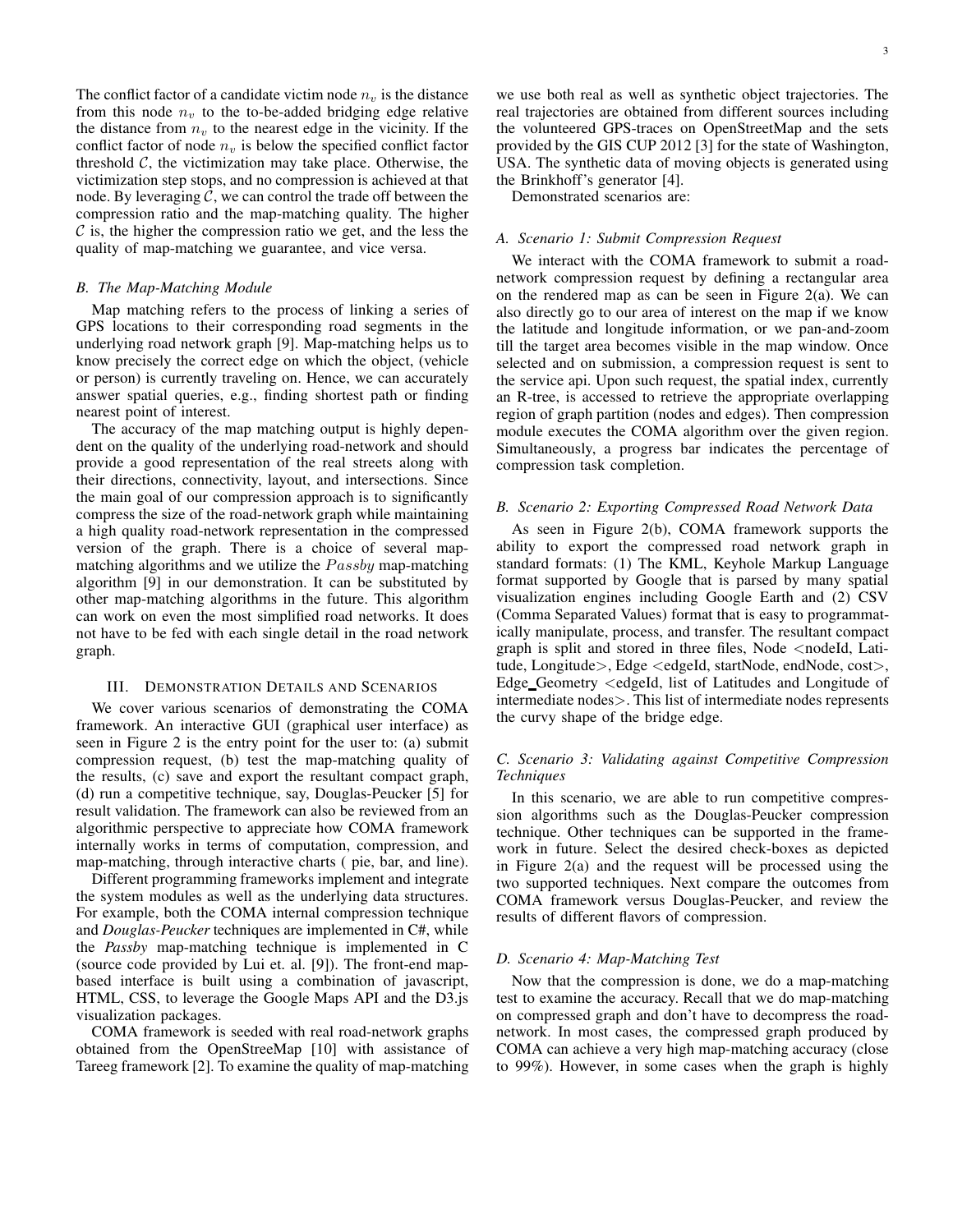The conflict factor of a candidate victim node $n_v$ is the distance from this node $n_v$ to the to-be-added bridging edge relative the distance from $n_v$ to the nearest edge in the vicinity. If the conflict factor of node $n_v$ is below the specified conflict factor threshold $\mathcal{C}$, the victimization may take place. Otherwise, the victimization step stops, and no compression is achieved at that node. By leveraging $\mathcal{C}$, we can control the trade off between the compression ratio and the map-matching quality. The higher $\mathcal{C}$ is, the higher the compression ratio we get, and the less the quality of map-matching we guarantee, and vice versa.

### B. The Map-Matching Module

Map matching refers to the process of linking a series of GPS locations to their corresponding road segments in the underlying road network graph [9]. Map-matching helps us to know precisely the correct edge on which the object, (vehicle or person) is currently traveling on. Hence, we can accurately answer spatial queries, e.g., finding shortest path or finding nearest point of interest.

The accuracy of the map matching output is highly dependent on the quality of the underlying road-network and should provide a good representation of the real streets along with their directions, connectivity, layout, and intersections. Since the main goal of our compression approach is to significantly compress the size of the road-network graph while maintaining a high quality road-network representation in the compressed version of the graph. There is a choice of several map-matching algorithms and we utilize the $Passby$ map-matching algorithm [9] in our demonstration. It can be substituted by other map-matching algorithms in the future. This algorithm can work on even the most simplified road networks. It does not have to be fed with each single detail in the road network graph.

## III. Demonstration Details and Scenarios

We cover various scenarios of demonstrating the COMA framework. An interactive GUI (graphical user interface) as seen in Figure 2 is the entry point for the user to: (a) submit compression request, (b) test the map-matching quality of the results, (c) save and export the resultant compact graph, (d) run a competitive technique, say, Douglas-Peucker [5] for result validation. The framework can also be reviewed from an algorithmic perspective to appreciate how COMA framework internally works in terms of computation, compression, and map-matching, through interactive charts ( pie, bar, and line).

Different programming frameworks implement and integrate the system modules as well as the underlying data structures. For example, both the COMA internal compression technique and *Douglas-Peucker* techniques are implemented in C#, while the *Passby* map-matching technique is implemented in C (source code provided by Lui et. al. [9]). The front-end map-based interface is built using a combination of javascript, HTML, CSS, to leverage the Google Maps API and the D3.js visualization packages.

COMA framework is seeded with real road-network graphs obtained from the OpenStreeMap [10] with assistance of Tareeg framework [2]. To examine the quality of map-matching we use both real as well as synthetic object trajectories. The real trajectories are obtained from different sources including the volunteered GPS-traces on OpenStreetMap and the sets provided by the GIS CUP 2012 [3] for the state of Washington, USA. The synthetic data of moving objects is generated using the Brinkhoff's generator [4].

Demonstrated scenarios are:

### A. Scenario 1: Submit Compression Request

We interact with the COMA framework to submit a road-network compression request by defining a rectangular area on the rendered map as can be seen in Figure 2(a). We can also directly go to our area of interest on the map if we know the latitude and longitude information, or we pan-and-zoom till the target area becomes visible in the map window. Once selected and on submission, a compression request is sent to the service api. Upon such request, the spatial index, currently an R-tree, is accessed to retrieve the appropriate overlapping region of graph partition (nodes and edges). Then compression module executes the COMA algorithm over the given region. Simultaneously, a progress bar indicates the percentage of compression task completion.

### B. Scenario 2: Exporting Compressed Road Network Data

As seen in Figure 2(b), COMA framework supports the ability to export the compressed road network graph in standard formats: (1) The KML, Keyhole Markup Language format supported by Google that is parsed by many spatial visualization engines including Google Earth and (2) CSV (Comma Separated Values) format that is easy to programmatically manipulate, process, and transfer. The resultant compact graph is split and stored in three files, Node <nodeId, Latitude, Longitude>, Edge <edgeId, startNode, endNode, cost>, Edge_Geometry <edgeId, list of Latitudes and Longitude of intermediate nodes>. This list of intermediate nodes represents the curvy shape of the bridge edge.

### C. Scenario 3: Validating against Competitive Compression Techniques

In this scenario, we are able to run competitive compression algorithms such as the Douglas-Peucker compression technique. Other techniques can be supported in the framework in future. Select the desired check-boxes as depicted in Figure 2(a) and the request will be processed using the two supported techniques. Next compare the outcomes from COMA framework versus Douglas-Peucker, and review the results of different flavors of compression.

### D. Scenario 4: Map-Matching Test

Now that the compression is done, we do a map-matching test to examine the accuracy. Recall that we do map-matching on compressed graph and don't have to decompress the road-network. In most cases, the compressed graph produced by COMA can achieve a very high map-matching accuracy (close to 99%). However, in some cases when the graph is highly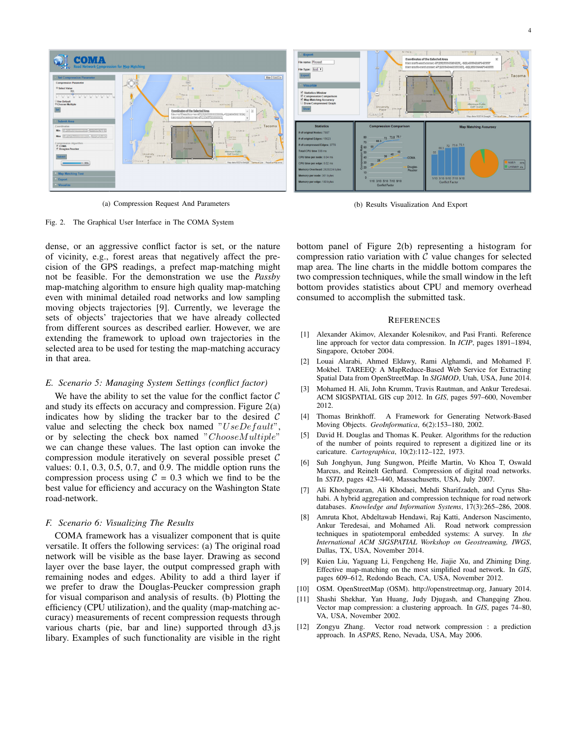(a) Compression Request And Parameters

(b) Results Visualization And Export

Fig. 2. The Graphical User Interface in The COMA System

dense, or an aggressive conflict factor is set, or the nature of vicinity, e.g., forest areas that negatively affect the precision of the GPS readings, a prefect map-matching might not be feasible. For the demonstration we use the *Passby* map-matching algorithm to ensure high quality map-matching even with minimal detailed road networks and low sampling moving objects trajectories [9]. Currently, we leverage the sets of objects' trajectories that we have already collected from different sources as described earlier. However, we are extending the framework to upload own trajectories in the selected area to be used for testing the map-matching accuracy in that area.

### *E. Scenario 5: Managing System Settings (conflict factor)*

We have the ability to set the value for the conflict factor $\mathcal{C}$ and study its effects on accuracy and compression. Figure 2(a) indicates how by sliding the tracker bar to the desired $\mathcal{C}$ value and selecting the check box named $"UseDefault"$, or by selecting the check box named $"ChooseMultiple"$ we can change these values. The last option can invoke the compression module iteratively on several possible preset $\mathcal{C}$ values: 0.1, 0.3, 0.5, 0.7, and 0.9. The middle option runs the compression process using $\mathcal{C} = 0.3$ which we find to be the best value for efficiency and accuracy on the Washington State road-network.

### *F. Scenario 6: Visualizing The Results*

COMA framework has a visualizer component that is quite versatile. It offers the following services: (a) The original road network will be visible as the base layer. Drawing as second layer over the base layer, the output compressed graph with remaining nodes and edges. Ability to add a third layer if we prefer to draw the Douglas-Peucker compression graph for visual comparison and analysis of results. (b) Plotting the efficiency (CPU utilization), and the quality (map-matching accuracy) measurements of recent compression requests through various charts (pie, bar and line) supported through d3.js libary. Examples of such functionality are visible in the right bottom panel of Figure 2(b) representing a histogram for compression ratio variation with $\mathcal{C}$ value changes for selected map area. The line charts in the middle bottom compares the two compression techniques, while the small window in the left bottom provides statistics about CPU and memory overhead consumed to accomplish the submitted task.

## References

[1] Alexander Akimov, Alexander Kolesnikov, and Pasi Franti. Reference line approach for vector data compression. In *ICIP*, pages 1891–1894, Singapore, October 2004.

[2] Louai Alarabi, Ahmed Eldawy, Rami Alghamdi, and Mohamed F. Mokbel. TAREEQ: A MapReduce-Based Web Service for Extracting Spatial Data from OpenStreetMap. In *SIGMOD*, Utah, USA, June 2014.

[3] Mohamed H. Ali, John Krumm, Travis Rautman, and Ankur Teredesai. ACM SIGSPATIAL GIS cup 2012. In *GIS*, pages 597–600, November 2012.

[4] Thomas Brinkhoff. A Framework for Generating Network-Based Moving Objects. *GeoInformatica*, 6(2):153–180, 2002.

[5] David H. Douglas and Thomas K. Peuker. Algorithms for the reduction of the number of points required to represent a digitized line or its caricature. *Cartographica*, 10(2):112–122, 1973.

[6] Suh Jonghyun, Jung Sungwon, Pfeifle Martin, Vo Khoa T, Oswald Marcus, and Reinelt Gerhard. Compression of digital road networks. In *SSTD*, pages 423–440, Massachusetts, USA, July 2007.

[7] Ali Khoshgozaran, Ali Khodaei, Mehdi Sharifzadeh, and Cyrus Shahabi. A hybrid aggregation and compression technique for road network databases. *Knowledge and Information Systems*, 17(3):265–286, 2008.

[8] Amruta Khot, Abdeltawab Hendawi, Raj Katti, Anderson Nascimento, Ankur Teredesai, and Mohamed Ali. Road network compression techniques in spatiotemporal embedded systems: A survey. In *the International ACM SIGSPATIAL Workshop on Geostreaming, IWGS*, Dallas, TX, USA, November 2014.

[9] Kuien Liu, Yaguang Li, Fengcheng He, Jiajie Xu, and Zhiming Ding. Effective map-matching on the most simplified road network. In *GIS*, pages 609–612, Redondo Beach, CA, USA, November 2012.

[10] OSM. OpenStreetMap (OSM). http://openstreetmap.org, January 2014.

[11] Shashi Shekhar, Yan Huang, Judy Djugash, and Changqing Zhou. Vector map compression: a clustering approach. In *GIS*, pages 74–80, VA, USA, November 2002.

[12] Zongyu Zhang. Vector road network compression : a prediction approach. In *ASPRS*, Reno, Nevada, USA, May 2006.